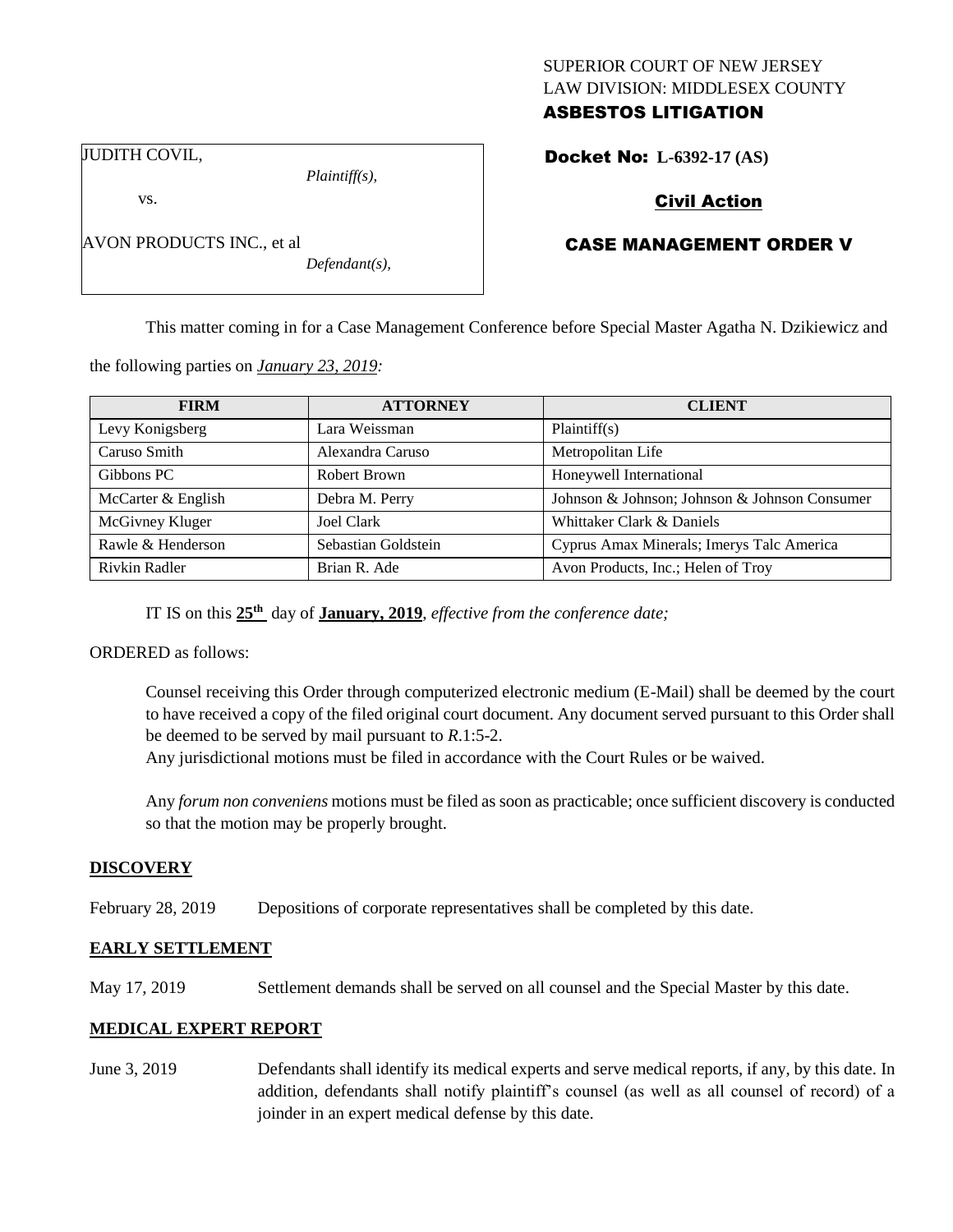SUPERIOR COURT OF NEW JERSEY
LAW DIVISION: MIDDLESEX COUNTY
**ASBESTOS LITIGATION**

JUDITH COVIL,
*Plaintiff(s),*

vs.

AVON PRODUCTS INC., et al
*Defendant(s),*

**Docket No: L-6392-17 (AS)**

**Civil Action**

**CASE MANAGEMENT ORDER V**

This matter coming in for a Case Management Conference before Special Master Agatha N. Dzikiewicz and the following parties on *January 23, 2019:*

| FIRM | ATTORNEY | CLIENT |
|---|---|---|
| Levy Konigsberg | Lara Weissman | Plaintiff(s) |
| Caruso Smith | Alexandra Caruso | Metropolitan Life |
| Gibbons PC | Robert Brown | Honeywell International |
| McCarter & English | Debra M. Perry | Johnson & Johnson; Johnson & Johnson Consumer |
| McGivney Kluger | Joel Clark | Whittaker Clark & Daniels |
| Rawle & Henderson | Sebastian Goldstein | Cyprus Amax Minerals; Imerys Talc America |
| Rivkin Radler | Brian R. Ade | Avon Products, Inc.; Helen of Troy |

IT IS on this **25th** day of **January, 2019**, *effective from the conference date;*

ORDERED as follows:

Counsel receiving this Order through computerized electronic medium (E-Mail) shall be deemed by the court to have received a copy of the filed original court document. Any document served pursuant to this Order shall be deemed to be served by mail pursuant to *R*.1:5-2.
Any jurisdictional motions must be filed in accordance with the Court Rules or be waived.

Any *forum non conveniens* motions must be filed as soon as practicable; once sufficient discovery is conducted so that the motion may be properly brought.

## DISCOVERY

February 28, 2019 Depositions of corporate representatives shall be completed by this date.

## EARLY SETTLEMENT

May 17, 2019 Settlement demands shall be served on all counsel and the Special Master by this date.

## MEDICAL EXPERT REPORT

June 3, 2019 Defendants shall identify its medical experts and serve medical reports, if any, by this date. In addition, defendants shall notify plaintiff's counsel (as well as all counsel of record) of a joinder in an expert medical defense by this date.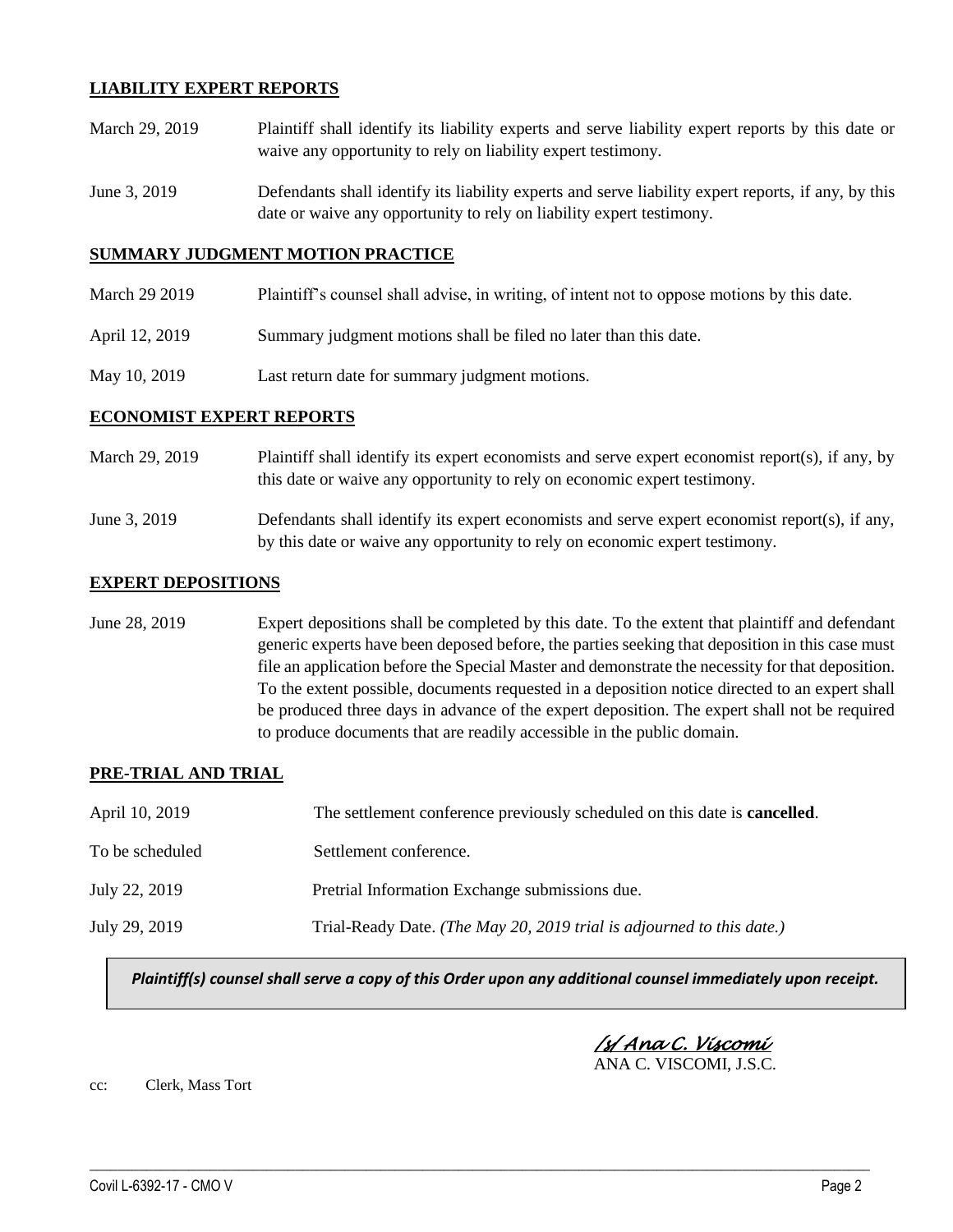## LIABILITY EXPERT REPORTS

| | |
|---|---|
| March 29, 2019 | Plaintiff shall identify its liability experts and serve liability expert reports by this date or waive any opportunity to rely on liability expert testimony. |
| June 3, 2019 | Defendants shall identify its liability experts and serve liability expert reports, if any, by this date or waive any opportunity to rely on liability expert testimony. |

## SUMMARY JUDGMENT MOTION PRACTICE

| | |
|---|---|
| March 29 2019 | Plaintiff's counsel shall advise, in writing, of intent not to oppose motions by this date. |
| April 12, 2019 | Summary judgment motions shall be filed no later than this date. |
| May 10, 2019 | Last return date for summary judgment motions. |

## ECONOMIST EXPERT REPORTS

| | |
|---|---|
| March 29, 2019 | Plaintiff shall identify its expert economists and serve expert economist report(s), if any, by this date or waive any opportunity to rely on economic expert testimony. |
| June 3, 2019 | Defendants shall identify its expert economists and serve expert economist report(s), if any, by this date or waive any opportunity to rely on economic expert testimony. |

## EXPERT DEPOSITIONS

| | |
|---|---|
| June 28, 2019 | Expert depositions shall be completed by this date. To the extent that plaintiff and defendant generic experts have been deposed before, the parties seeking that deposition in this case must file an application before the Special Master and demonstrate the necessity for that deposition. To the extent possible, documents requested in a deposition notice directed to an expert shall be produced three days in advance of the expert deposition. The expert shall not be required to produce documents that are readily accessible in the public domain. |

## PRE-TRIAL AND TRIAL

| | |
|---|---|
| April 10, 2019 | The settlement conference previously scheduled on this date is **cancelled**. |
| To be scheduled | Settlement conference. |
| July 22, 2019 | Pretrial Information Exchange submissions due. |
| July 29, 2019 | Trial-Ready Date. *(The May 20, 2019 trial is adjourned to this date.)* |

***Plaintiff(s) counsel shall serve a copy of this Order upon any additional counsel immediately upon receipt.***

*/s/ Ana C. Viscomi*
ANA C. VISCOMI, J.S.C.

cc: Clerk, Mass Tort